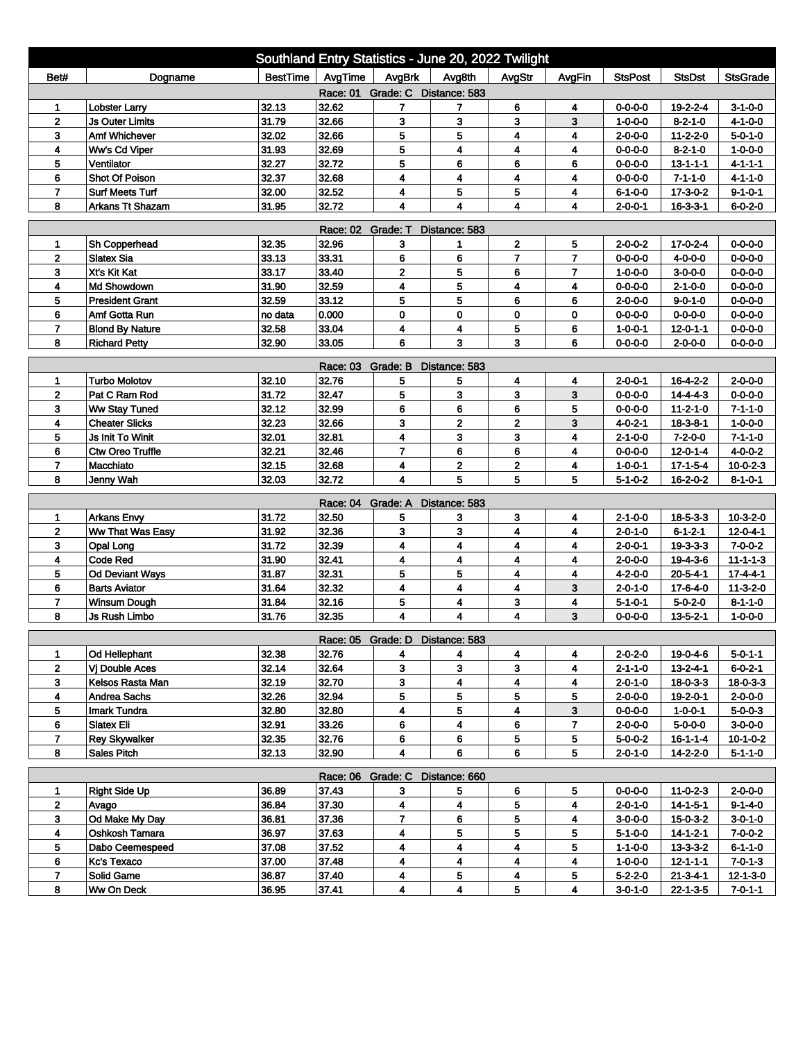# Southland Entry Statistics - June 20, 2022 Twilight

| Bet# | Dogname | BestTime | AvgTime | AvgBrk | Avg8th | AvgStr | AvgFin | StsPost | StsDst | StsGrade |
|---|---|---|---|---|---|---|---|---|---|---|
| Race: 01 Grade: C Distance: 583 | | | | | | | | | | |
| 1 | Lobster Larry | 32.13 | 32.62 | 7 | 7 | 6 | 4 | 0-0-0-0 | 19-2-2-4 | 3-1-0-0 |
| 2 | Js Outer Limits | 31.79 | 32.66 | 3 | 3 | 3 | 3 | 1-0-0-0 | 8-2-1-0 | 4-1-0-0 |
| 3 | Amf Whichever | 32.02 | 32.66 | 5 | 5 | 4 | 4 | 2-0-0-0 | 11-2-2-0 | 5-0-1-0 |
| 4 | Ww's Cd Viper | 31.93 | 32.69 | 5 | 4 | 4 | 4 | 0-0-0-0 | 8-2-1-0 | 1-0-0-0 |
| 5 | Ventilator | 32.27 | 32.72 | 5 | 6 | 6 | 6 | 0-0-0-0 | 13-1-1-1 | 4-1-1-1 |
| 6 | Shot Of Poison | 32.37 | 32.68 | 4 | 4 | 4 | 4 | 0-0-0-0 | 7-1-1-0 | 4-1-1-0 |
| 7 | Surf Meets Turf | 32.00 | 32.52 | 4 | 5 | 5 | 4 | 6-1-0-0 | 17-3-0-2 | 9-1-0-1 |
| 8 | Arkans Tt Shazam | 31.95 | 32.72 | 4 | 4 | 4 | 4 | 2-0-0-1 | 16-3-3-1 | 6-0-2-0 |
| Race: 02 Grade: T Distance: 583 | | | | | | | | | | |
| 1 | Sh Copperhead | 32.35 | 32.96 | 3 | 1 | 2 | 5 | 2-0-0-2 | 17-0-2-4 | 0-0-0-0 |
| 2 | Slatex Sia | 33.13 | 33.31 | 6 | 6 | 7 | 7 | 0-0-0-0 | 4-0-0-0 | 0-0-0-0 |
| 3 | Xt's Kit Kat | 33.17 | 33.40 | 2 | 5 | 6 | 7 | 1-0-0-0 | 3-0-0-0 | 0-0-0-0 |
| 4 | Md Showdown | 31.90 | 32.59 | 4 | 5 | 4 | 4 | 0-0-0-0 | 2-1-0-0 | 0-0-0-0 |
| 5 | President Grant | 32.59 | 33.12 | 5 | 5 | 6 | 6 | 2-0-0-0 | 9-0-1-0 | 0-0-0-0 |
| 6 | Amf Gotta Run | no data | 0.000 | 0 | 0 | 0 | 0 | 0-0-0-0 | 0-0-0-0 | 0-0-0-0 |
| 7 | Blond By Nature | 32.58 | 33.04 | 4 | 4 | 5 | 6 | 1-0-0-1 | 12-0-1-1 | 0-0-0-0 |
| 8 | Richard Petty | 32.90 | 33.05 | 6 | 3 | 3 | 6 | 0-0-0-0 | 2-0-0-0 | 0-0-0-0 |
| Race: 03 Grade: B Distance: 583 | | | | | | | | | | |
| 1 | Turbo Molotov | 32.10 | 32.76 | 5 | 5 | 4 | 4 | 2-0-0-1 | 16-4-2-2 | 2-0-0-0 |
| 2 | Pat C Ram Rod | 31.72 | 32.47 | 5 | 3 | 3 | 3 | 0-0-0-0 | 14-4-4-3 | 0-0-0-0 |
| 3 | Ww Stay Tuned | 32.12 | 32.99 | 6 | 6 | 6 | 5 | 0-0-0-0 | 11-2-1-0 | 7-1-1-0 |
| 4 | Cheater Slicks | 32.23 | 32.66 | 3 | 2 | 2 | 3 | 4-0-2-1 | 18-3-8-1 | 1-0-0-0 |
| 5 | Js Init To Winit | 32.01 | 32.81 | 4 | 3 | 3 | 4 | 2-1-0-0 | 7-2-0-0 | 7-1-1-0 |
| 6 | Ctw Oreo Truffle | 32.21 | 32.46 | 7 | 6 | 6 | 4 | 0-0-0-0 | 12-0-1-4 | 4-0-0-2 |
| 7 | Macchiato | 32.15 | 32.68 | 4 | 2 | 2 | 4 | 1-0-0-1 | 17-1-5-4 | 10-0-2-3 |
| 8 | Jenny Wah | 32.03 | 32.72 | 4 | 5 | 5 | 5 | 5-1-0-2 | 16-2-0-2 | 8-1-0-1 |
| Race: 04 Grade: A Distance: 583 | | | | | | | | | | |
| 1 | Arkans Envy | 31.72 | 32.50 | 5 | 3 | 3 | 4 | 2-1-0-0 | 18-5-3-3 | 10-3-2-0 |
| 2 | Ww That Was Easy | 31.92 | 32.36 | 3 | 3 | 4 | 4 | 2-0-1-0 | 6-1-2-1 | 12-0-4-1 |
| 3 | Opal Long | 31.72 | 32.39 | 4 | 4 | 4 | 4 | 2-0-0-1 | 19-3-3-3 | 7-0-0-2 |
| 4 | Code Red | 31.90 | 32.41 | 4 | 4 | 4 | 4 | 2-0-0-0 | 19-4-3-6 | 11-1-1-3 |
| 5 | Od Deviant Ways | 31.87 | 32.31 | 5 | 5 | 4 | 4 | 4-2-0-0 | 20-5-4-1 | 17-4-4-1 |
| 6 | Barts Aviator | 31.64 | 32.32 | 4 | 4 | 4 | 3 | 2-0-1-0 | 17-6-4-0 | 11-3-2-0 |
| 7 | Winsum Dough | 31.84 | 32.16 | 5 | 4 | 3 | 4 | 5-1-0-1 | 5-0-2-0 | 8-1-1-0 |
| 8 | Js Rush Limbo | 31.76 | 32.35 | 4 | 4 | 4 | 3 | 0-0-0-0 | 13-5-2-1 | 1-0-0-0 |
| Race: 05 Grade: D Distance: 583 | | | | | | | | | | |
| 1 | Od Hellephant | 32.38 | 32.76 | 4 | 4 | 4 | 4 | 2-0-2-0 | 19-0-4-6 | 5-0-1-1 |
| 2 | Vj Double Aces | 32.14 | 32.64 | 3 | 3 | 3 | 4 | 2-1-1-0 | 13-2-4-1 | 6-0-2-1 |
| 3 | Kelsos Rasta Man | 32.19 | 32.70 | 3 | 4 | 4 | 4 | 2-0-1-0 | 18-0-3-3 | 18-0-3-3 |
| 4 | Andrea Sachs | 32.26 | 32.94 | 5 | 5 | 5 | 5 | 2-0-0-0 | 19-2-0-1 | 2-0-0-0 |
| 5 | Imark Tundra | 32.80 | 32.80 | 4 | 5 | 4 | 3 | 0-0-0-0 | 1-0-0-1 | 5-0-0-3 |
| 6 | Slatex Eli | 32.91 | 33.26 | 6 | 4 | 6 | 7 | 2-0-0-0 | 5-0-0-0 | 3-0-0-0 |
| 7 | Rey Skywalker | 32.35 | 32.76 | 6 | 6 | 5 | 5 | 5-0-0-2 | 16-1-1-4 | 10-1-0-2 |
| 8 | Sales Pitch | 32.13 | 32.90 | 4 | 6 | 6 | 5 | 2-0-1-0 | 14-2-2-0 | 5-1-1-0 |
| Race: 06 Grade: C Distance: 660 | | | | | | | | | | |
| 1 | Right Side Up | 36.89 | 37.43 | 3 | 5 | 6 | 5 | 0-0-0-0 | 11-0-2-3 | 2-0-0-0 |
| 2 | Avago | 36.84 | 37.30 | 4 | 4 | 5 | 4 | 2-0-1-0 | 14-1-5-1 | 9-1-4-0 |
| 3 | Od Make My Day | 36.81 | 37.36 | 7 | 6 | 5 | 4 | 3-0-0-0 | 15-0-3-2 | 3-0-1-0 |
| 4 | Oshkosh Tamara | 36.97 | 37.63 | 4 | 5 | 5 | 5 | 5-1-0-0 | 14-1-2-1 | 7-0-0-2 |
| 5 | Dabo Ceemespeed | 37.08 | 37.52 | 4 | 4 | 4 | 5 | 1-1-0-0 | 13-3-3-2 | 6-1-1-0 |
| 6 | Kc's Texaco | 37.00 | 37.48 | 4 | 4 | 4 | 4 | 1-0-0-0 | 12-1-1-1 | 7-0-1-3 |
| 7 | Solid Game | 36.87 | 37.40 | 4 | 5 | 4 | 5 | 5-2-2-0 | 21-3-4-1 | 12-1-3-0 |
| 8 | Ww On Deck | 36.95 | 37.41 | 4 | 4 | 5 | 4 | 3-0-1-0 | 22-1-3-5 | 7-0-1-1 |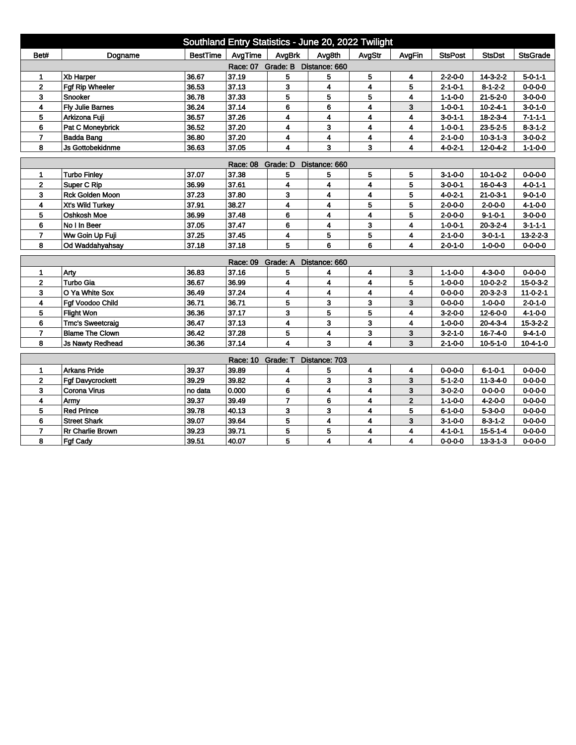# Southland Entry Statistics - June 20, 2022 Twilight

| Bet# | Dogname | BestTime | AvgTime | AvgBrk | Avg8th | AvgStr | AvgFin | StsPost | StsDst | StsGrade |
|---|---|---|---|---|---|---|---|---|---|---|
| **Race: 07 Grade: B Distance: 660** | | | | | | | | | | |
| 1 | Xb Harper | 36.67 | 37.19 | 5 | 5 | 5 | 4 | 2-2-0-0 | 14-3-2-2 | 5-0-1-1 |
| 2 | Fgf Rip Wheeler | 36.53 | 37.13 | 3 | 4 | 4 | 5 | 2-1-0-1 | 8-1-2-2 | 0-0-0-0 |
| 3 | Snooker | 36.78 | 37.33 | 5 | 5 | 5 | 4 | 1-1-0-0 | 21-5-2-0 | 3-0-0-0 |
| 4 | Fly Julie Barnes | 36.24 | 37.14 | 6 | 6 | 4 | 3 | 1-0-0-1 | 10-2-4-1 | 3-0-1-0 |
| 5 | Arkizona Fuji | 36.57 | 37.26 | 4 | 4 | 4 | 4 | 3-0-1-1 | 18-2-3-4 | 7-1-1-1 |
| 6 | Pat C Moneybrick | 36.52 | 37.20 | 4 | 3 | 4 | 4 | 1-0-0-1 | 23-5-2-5 | 8-3-1-2 |
| 7 | Badda Bang | 36.80 | 37.20 | 4 | 4 | 4 | 4 | 2-1-0-0 | 10-3-1-3 | 3-0-0-2 |
| 8 | Js Gottobekidnme | 36.63 | 37.05 | 4 | 3 | 3 | 4 | 4-0-2-1 | 12-0-4-2 | 1-1-0-0 |
| **Race: 08 Grade: D Distance: 660** | | | | | | | | | | |
| 1 | Turbo Finley | 37.07 | 37.38 | 5 | 5 | 5 | 5 | 3-1-0-0 | 10-1-0-2 | 0-0-0-0 |
| 2 | Super C Rip | 36.99 | 37.61 | 4 | 4 | 4 | 5 | 3-0-0-1 | 16-0-4-3 | 4-0-1-1 |
| 3 | Rck Golden Moon | 37.23 | 37.80 | 3 | 4 | 4 | 5 | 4-0-2-1 | 21-0-3-1 | 9-0-1-0 |
| 4 | Xt's Wild Turkey | 37.91 | 38.27 | 4 | 4 | 5 | 5 | 2-0-0-0 | 2-0-0-0 | 4-1-0-0 |
| 5 | Oshkosh Moe | 36.99 | 37.48 | 6 | 4 | 4 | 5 | 2-0-0-0 | 9-1-0-1 | 3-0-0-0 |
| 6 | No I In Beer | 37.05 | 37.47 | 6 | 4 | 3 | 4 | 1-0-0-1 | 20-3-2-4 | 3-1-1-1 |
| 7 | Ww Goin Up Fuji | 37.25 | 37.45 | 4 | 5 | 5 | 4 | 2-1-0-0 | 3-0-1-1 | 13-2-2-3 |
| 8 | Od Waddahyahsay | 37.18 | 37.18 | 5 | 6 | 6 | 4 | 2-0-1-0 | 1-0-0-0 | 0-0-0-0 |
| **Race: 09 Grade: A Distance: 660** | | | | | | | | | | |
| 1 | Arty | 36.83 | 37.16 | 5 | 4 | 4 | 3 | 1-1-0-0 | 4-3-0-0 | 0-0-0-0 |
| 2 | Turbo Gia | 36.67 | 36.99 | 4 | 4 | 4 | 5 | 1-0-0-0 | 10-0-2-2 | 15-0-3-2 |
| 3 | O Ya White Sox | 36.49 | 37.24 | 4 | 4 | 4 | 4 | 0-0-0-0 | 20-3-2-3 | 11-0-2-1 |
| 4 | Fgf Voodoo Child | 36.71 | 36.71 | 5 | 3 | 3 | 3 | 0-0-0-0 | 1-0-0-0 | 2-0-1-0 |
| 5 | Flight Won | 36.36 | 37.17 | 3 | 5 | 5 | 4 | 3-2-0-0 | 12-6-0-0 | 4-1-0-0 |
| 6 | Tmc's Sweetcraig | 36.47 | 37.13 | 4 | 3 | 3 | 4 | 1-0-0-0 | 20-4-3-4 | 15-3-2-2 |
| 7 | Blame The Clown | 36.42 | 37.28 | 5 | 4 | 3 | 3 | 3-2-1-0 | 16-7-4-0 | 9-4-1-0 |
| 8 | Js Nawty Redhead | 36.36 | 37.14 | 4 | 3 | 4 | 3 | 2-1-0-0 | 10-5-1-0 | 10-4-1-0 |
| **Race: 10 Grade: T Distance: 703** | | | | | | | | | | |
| 1 | Arkans Pride | 39.37 | 39.89 | 4 | 5 | 4 | 4 | 0-0-0-0 | 6-1-0-1 | 0-0-0-0 |
| 2 | Fgf Davycrockett | 39.29 | 39.82 | 4 | 3 | 3 | 3 | 5-1-2-0 | 11-3-4-0 | 0-0-0-0 |
| 3 | Corona Virus | no data | 0.000 | 6 | 4 | 4 | 3 | 3-0-2-0 | 0-0-0-0 | 0-0-0-0 |
| 4 | Army | 39.37 | 39.49 | 7 | 6 | 4 | 2 | 1-1-0-0 | 4-2-0-0 | 0-0-0-0 |
| 5 | Red Prince | 39.78 | 40.13 | 3 | 3 | 4 | 5 | 6-1-0-0 | 5-3-0-0 | 0-0-0-0 |
| 6 | Street Shark | 39.07 | 39.64 | 5 | 4 | 4 | 3 | 3-1-0-0 | 8-3-1-2 | 0-0-0-0 |
| 7 | Rr Charlie Brown | 39.23 | 39.71 | 5 | 5 | 4 | 4 | 4-1-0-1 | 15-5-1-4 | 0-0-0-0 |
| 8 | Fgf Cady | 39.51 | 40.07 | 5 | 4 | 4 | 4 | 0-0-0-0 | 13-3-1-3 | 0-0-0-0 |